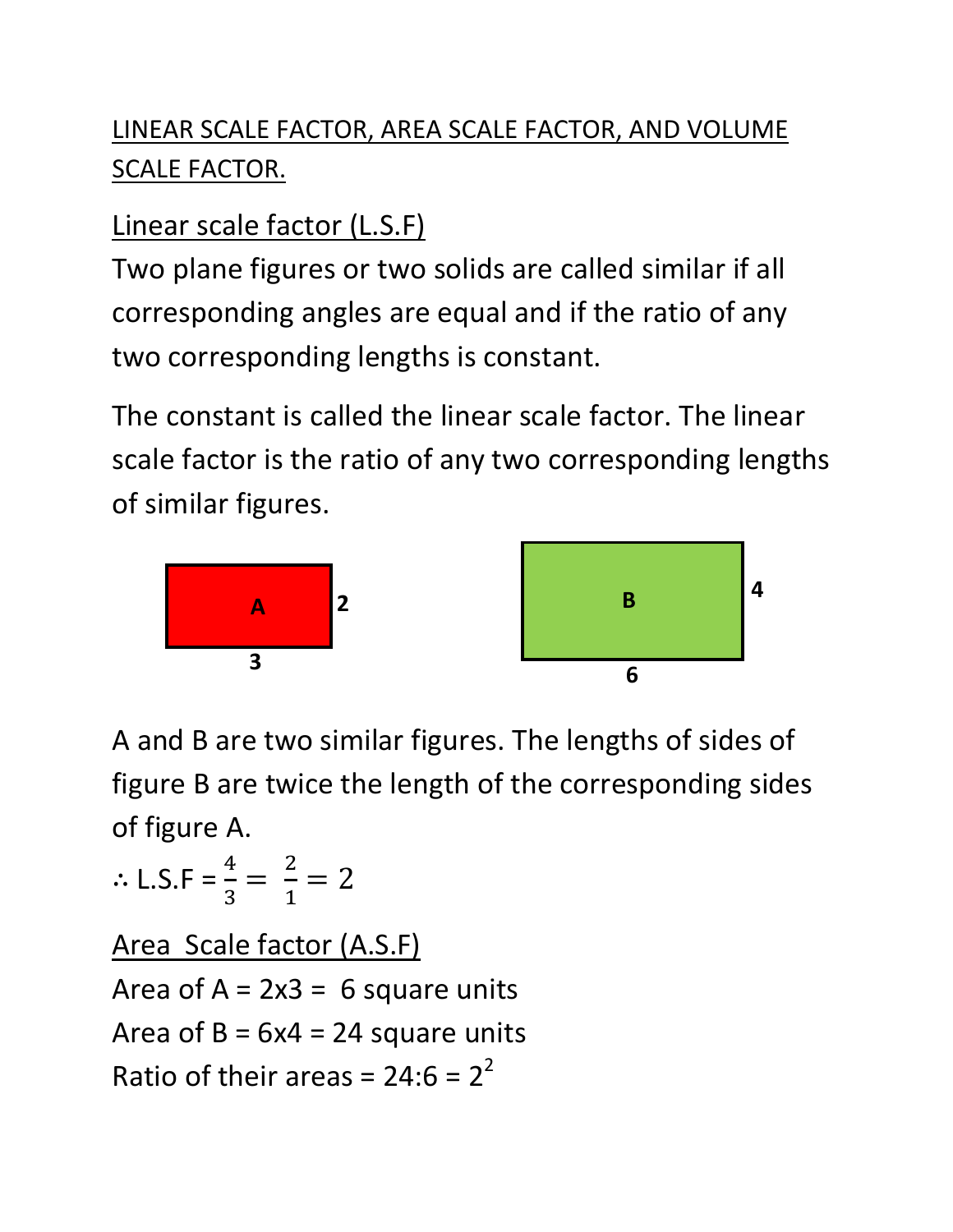# LINEAR SCALE FACTOR, AREA SCALE FACTOR, AND VOLUME SCALE FACTOR.

## Linear scale factor (L.S.F)

Two plane figures or two solids are called similar if all corresponding angles are equal and if the ratio of any two corresponding lengths is constant.

The constant is called the linear scale factor. The linear scale factor is the ratio of any two corresponding lengths of similar figures.

A: 3 × 2  B: 6 × 4

A and B are two similar figures. The lengths of sides of figure B are twice the length of the corresponding sides of figure A.

∴ L.S.F = $\frac{4}{3} = \frac{2}{1} = 2$

## Area Scale factor (A.S.F)

Area of A = 2x3 = 6 square units

Area of B = 6x4 = 24 square units

Ratio of their areas = 24:6 = $2^2$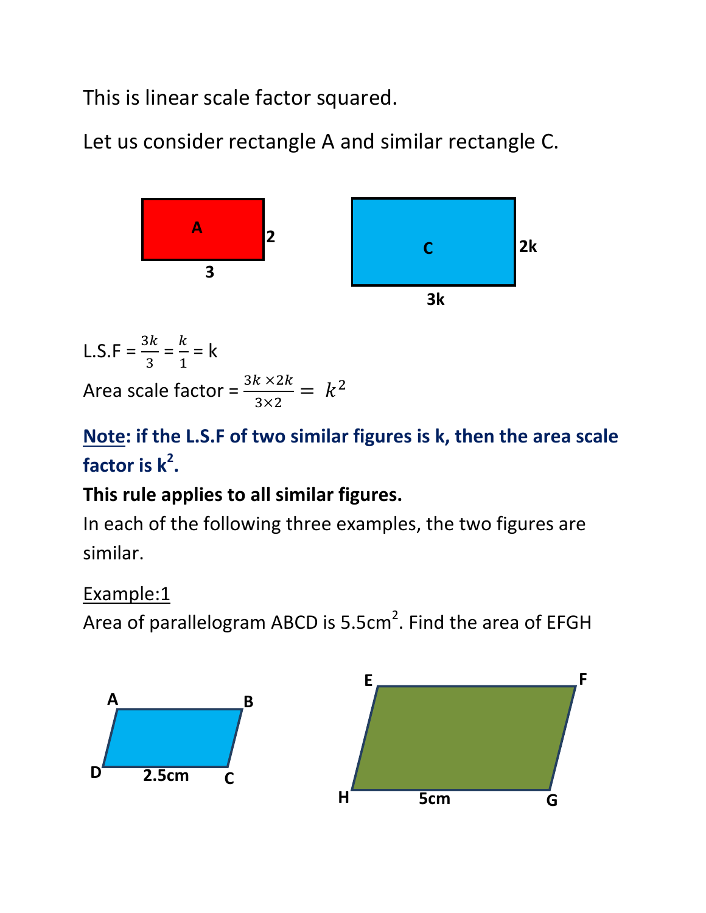This is linear scale factor squared.

Let us consider rectangle A and similar rectangle C.

A: 3 by 2

C: 3k by 2k

L.S.F = $\frac{3k}{3} = \frac{k}{1} = k$

Area scale factor = $\frac{3k \times 2k}{3 \times 2} = k^2$

**Note: if the L.S.F of two similar figures is k, then the area scale factor is $k^2$.**

**This rule applies to all similar figures.**

In each of the following three examples, the two figures are similar.

Example:1

Area of parallelogram ABCD is 5.5cm$^2$. Find the area of EFGH

ABCD: DC = 2.5cm

EFGH: HG = 5cm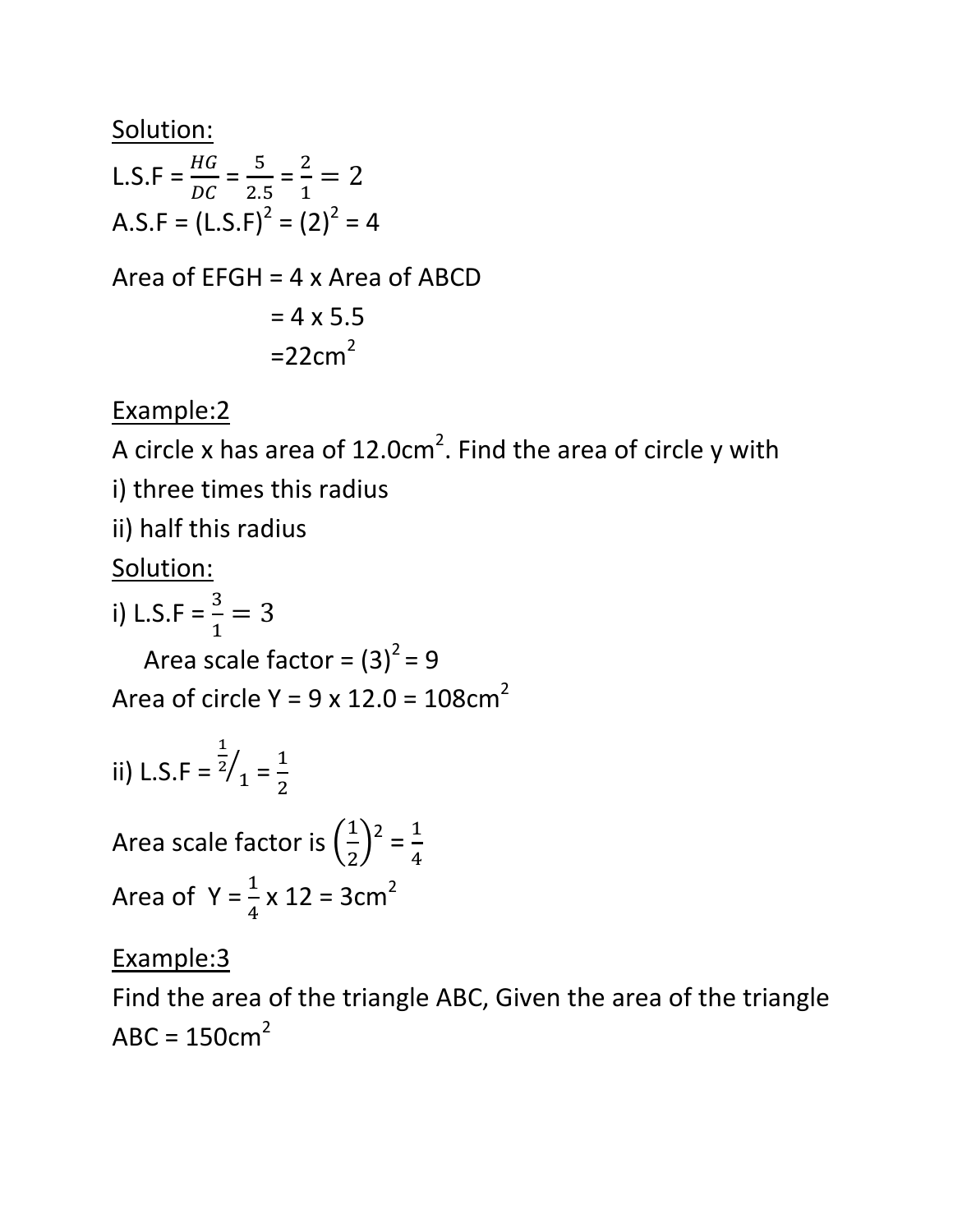Solution:

L.S.F = $\frac{HG}{DC} = \frac{5}{2.5} = \frac{2}{1} = 2$

A.S.F = $(\text{L.S.F})^2 = (2)^2 = 4$

Area of EFGH = 4 x Area of ABCD

= 4 x 5.5

=22cm$^2$

Example:2

A circle x has area of 12.0cm$^2$. Find the area of circle y with

i) three times this radius

ii) half this radius

Solution:

i) L.S.F = $\frac{3}{1} = 3$

Area scale factor = $(3)^2 = 9$

Area of circle Y = 9 x 12.0 = 108cm$^2$

ii) L.S.F = $\frac{1}{2}/_1 = \frac{1}{2}$

Area scale factor is $\left(\frac{1}{2}\right)^2 = \frac{1}{4}$

Area of Y = $\frac{1}{4}$ x 12 = 3cm$^2$

Example:3

Find the area of the triangle ABC, Given the area of the triangle ABC = 150cm$^2$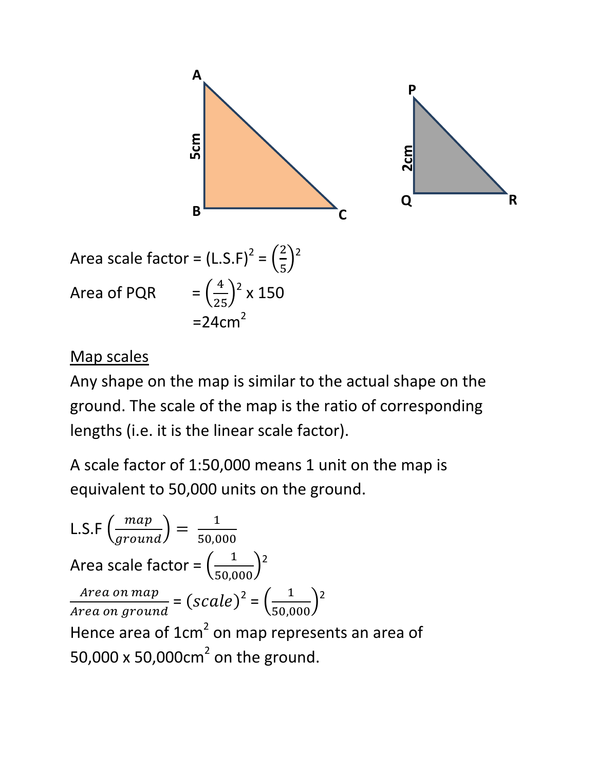A

5cm

B C

P

2cm

Q R

Area scale factor = $(\text{L.S.F})^2 = \left(\frac{2}{5}\right)^2$

Area of PQR $= \left(\frac{4}{25}\right)^2 \times 150$

$= 24\text{cm}^2$

<u>Map scales</u>

Any shape on the map is similar to the actual shape on the ground. The scale of the map is the ratio of corresponding lengths (i.e. it is the linear scale factor).

A scale factor of 1:50,000 means 1 unit on the map is equivalent to 50,000 units on the ground.

$\text{L.S.F}\left(\frac{map}{ground}\right) = \frac{1}{50{,}000}$

Area scale factor = $\left(\frac{1}{50{,}000}\right)^2$

$\frac{Area\ on\ map}{Area\ on\ ground} = (scale)^2 = \left(\frac{1}{50{,}000}\right)^2$

Hence area of $1\text{cm}^2$ on map represents an area of $50{,}000 \times 50{,}000\text{cm}^2$ on the ground.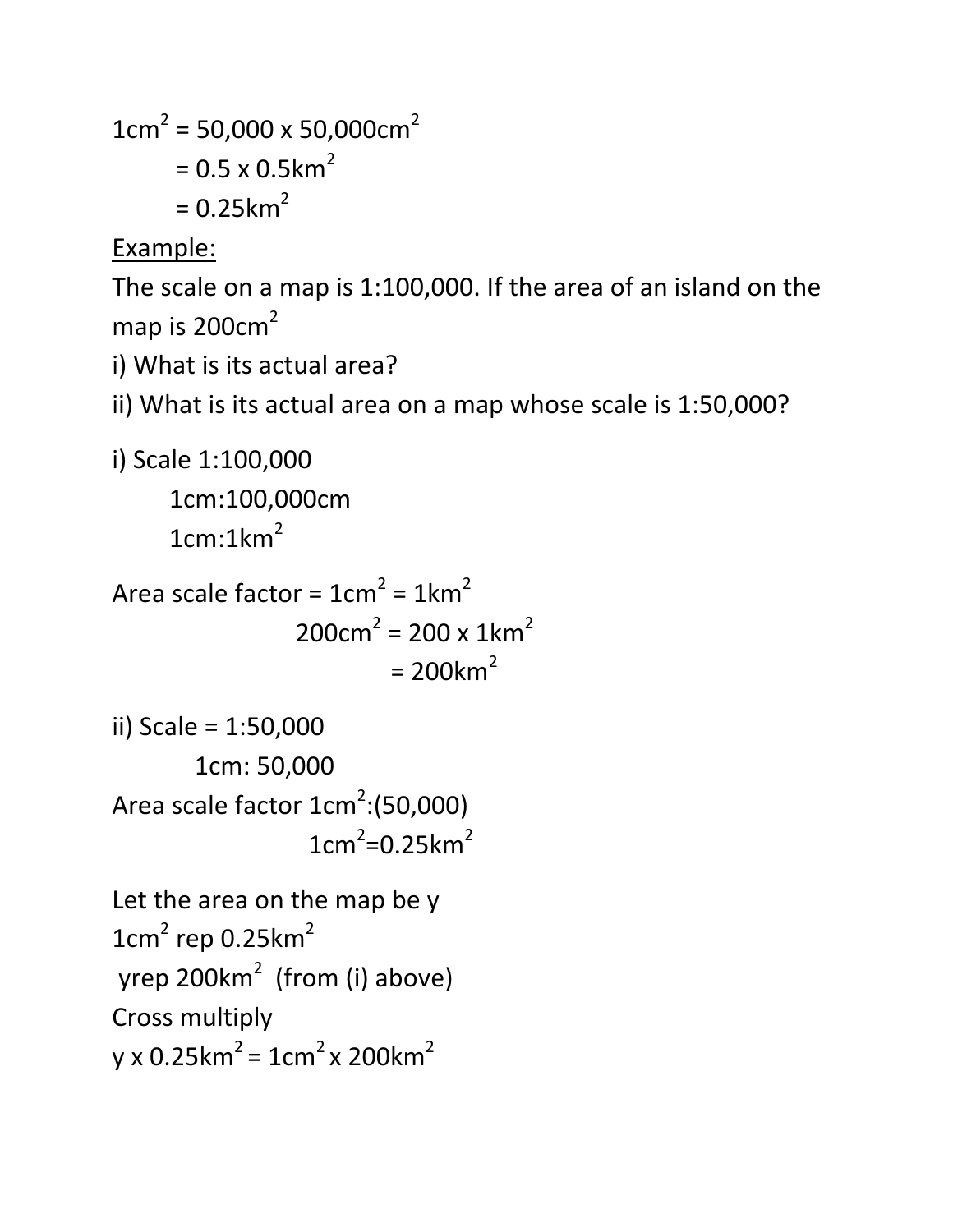$1cm^2 = 50,000 \times 50,000cm^2$

$= 0.5 \times 0.5km^2$

$= 0.25km^2$

<u>Example:</u>

The scale on a map is 1:100,000. If the area of an island on the map is $200cm^2$

i) What is its actual area?

ii) What is its actual area on a map whose scale is 1:50,000?

i) Scale 1:100,000

1cm:100,000cm

$1cm:1km^2$

Area scale factor = $1cm^2 = 1km^2$

$200cm^2 = 200 \times 1km^2$

$= 200km^2$

ii) Scale = 1:50,000

1cm: 50,000

Area scale factor $1cm^2$:(50,000)

$1cm^2$=$0.25km^2$

Let the area on the map be y

$1cm^2$ rep $0.25km^2$

yrep $200km^2$ (from (i) above)

Cross multiply

$y \times 0.25km^2 = 1cm^2 \times 200km^2$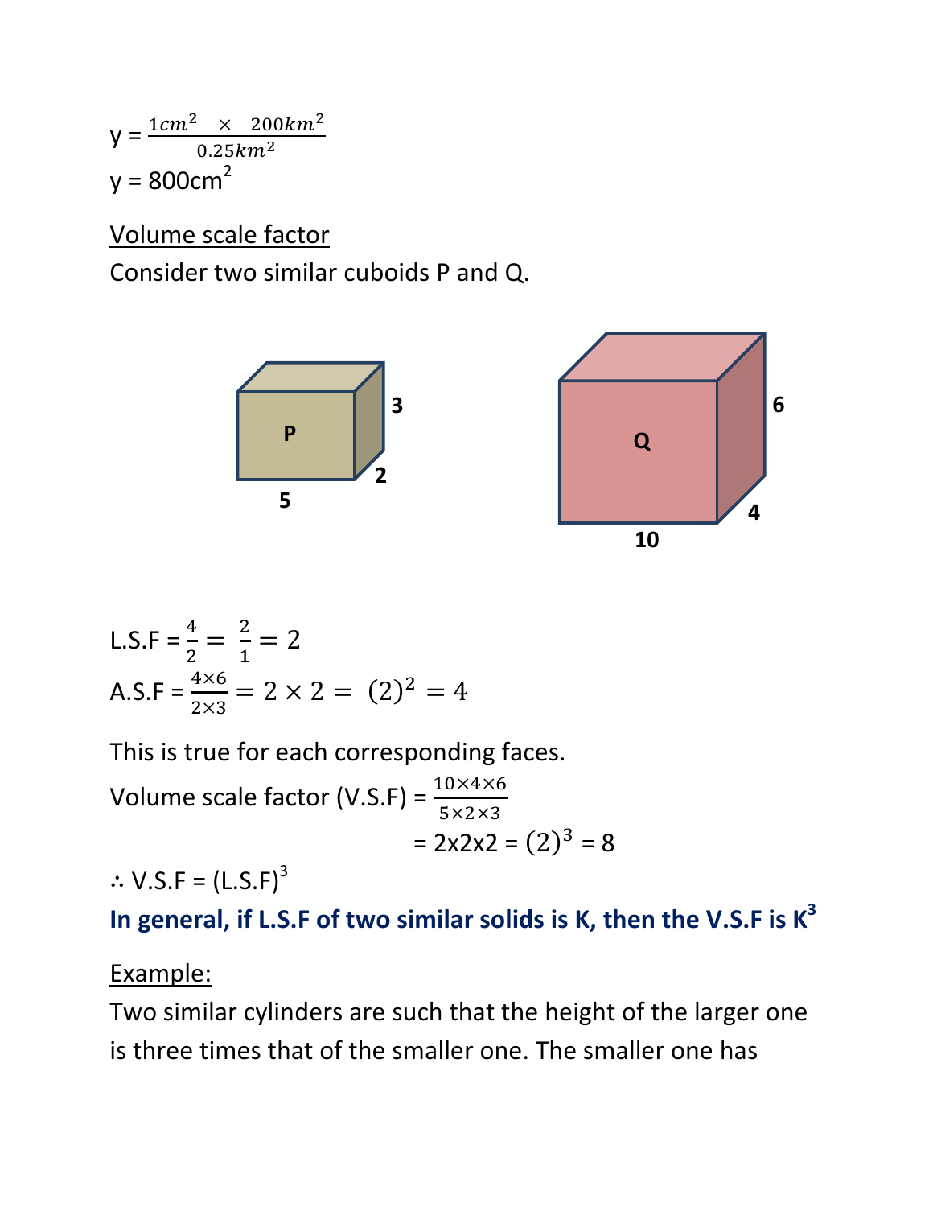$$y = \frac{1cm^2 \times 200km^2}{0.25km^2}$$

$y = 800cm^2$

<u>Volume scale factor</u>

Consider two similar cuboids P and Q.

$$\text{L.S.F} = \frac{4}{2} = \frac{2}{1} = 2$$

$$\text{A.S.F} = \frac{4 \times 6}{2 \times 3} = 2 \times 2 = (2)^2 = 4$$

This is true for each corresponding faces.

$$\text{Volume scale factor (V.S.F)} = \frac{10 \times 4 \times 6}{5 \times 2 \times 3}$$

$$= 2 \times 2 \times 2 = (2)^3 = 8$$

$\therefore$ V.S.F = $(\text{L.S.F})^3$

**In general, if L.S.F of two similar solids is K, then the V.S.F is $K^3$**

<u>Example:</u>

Two similar cylinders are such that the height of the larger one is three times that of the smaller one. The smaller one has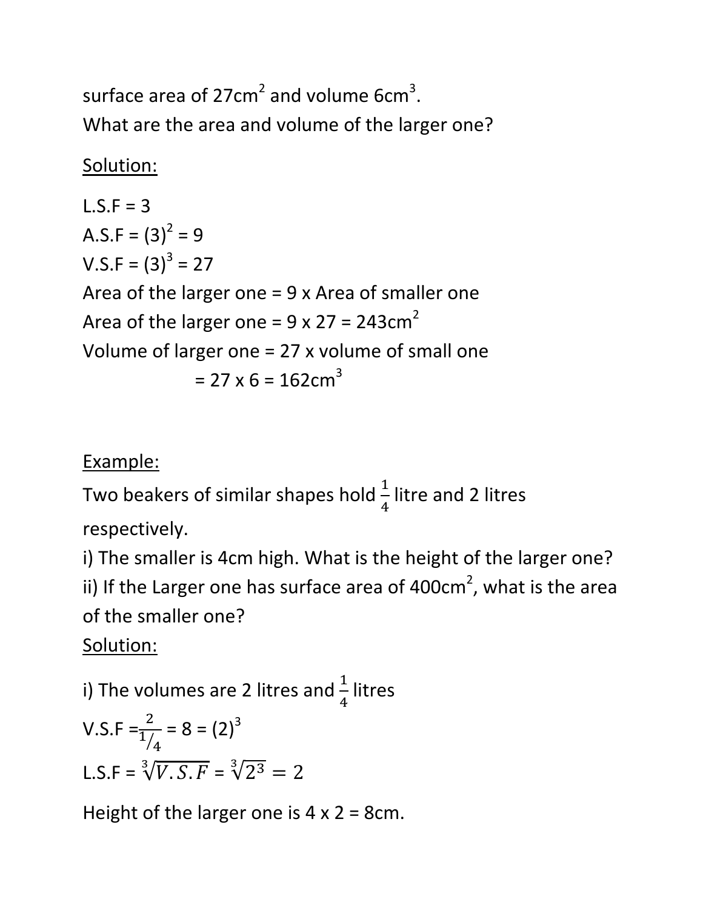surface area of $27cm^2$ and volume $6cm^3$.

What are the area and volume of the larger one?

<u>Solution:</u>

L.S.F = 3

A.S.F = $(3)^2 = 9$

V.S.F = $(3)^3 = 27$

Area of the larger one = 9 x Area of smaller one

Area of the larger one = 9 x 27 = $243cm^2$

Volume of larger one = 27 x volume of small one

= 27 x 6 = $162cm^3$

<u>Example:</u>

Two beakers of similar shapes hold $\frac{1}{4}$ litre and 2 litres respectively.

i) The smaller is 4cm high. What is the height of the larger one?

ii) If the Larger one has surface area of $400cm^2$, what is the area of the smaller one?

<u>Solution:</u>

i) The volumes are 2 litres and $\frac{1}{4}$ litres

V.S.F $= \frac{2}{1/4} = 8 = (2)^3$

L.S.F = $\sqrt[3]{V.S.F} = \sqrt[3]{2^3} = 2$

Height of the larger one is 4 x 2 = 8cm.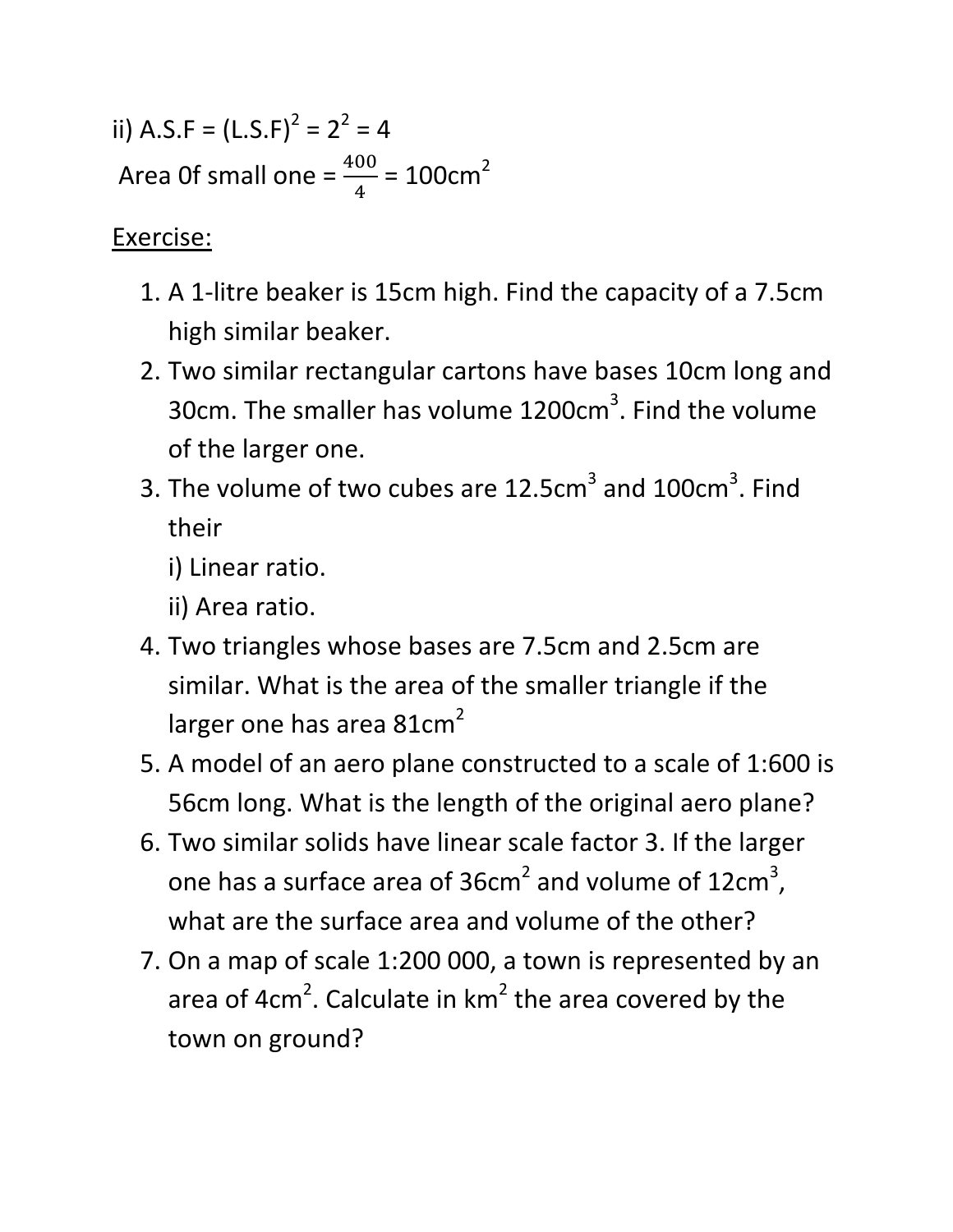ii) A.S.F = $(\text{L.S.F})^2 = 2^2 = 4$

Area 0f small one = $\frac{400}{4}$ = $100\text{cm}^2$

<u>Exercise:</u>

1. A 1-litre beaker is 15cm high. Find the capacity of a 7.5cm high similar beaker.
2. Two similar rectangular cartons have bases 10cm long and 30cm. The smaller has volume $1200\text{cm}^3$. Find the volume of the larger one.
3. The volume of two cubes are $12.5\text{cm}^3$ and $100\text{cm}^3$. Find their
   i) Linear ratio.
   ii) Area ratio.
4. Two triangles whose bases are 7.5cm and 2.5cm are similar. What is the area of the smaller triangle if the larger one has area $81\text{cm}^2$
5. A model of an aero plane constructed to a scale of 1:600 is 56cm long. What is the length of the original aero plane?
6. Two similar solids have linear scale factor 3. If the larger one has a surface area of $36\text{cm}^2$ and volume of $12\text{cm}^3$, what are the surface area and volume of the other?
7. On a map of scale 1:200 000, a town is represented by an area of $4\text{cm}^2$. Calculate in $\text{km}^2$ the area covered by the town on ground?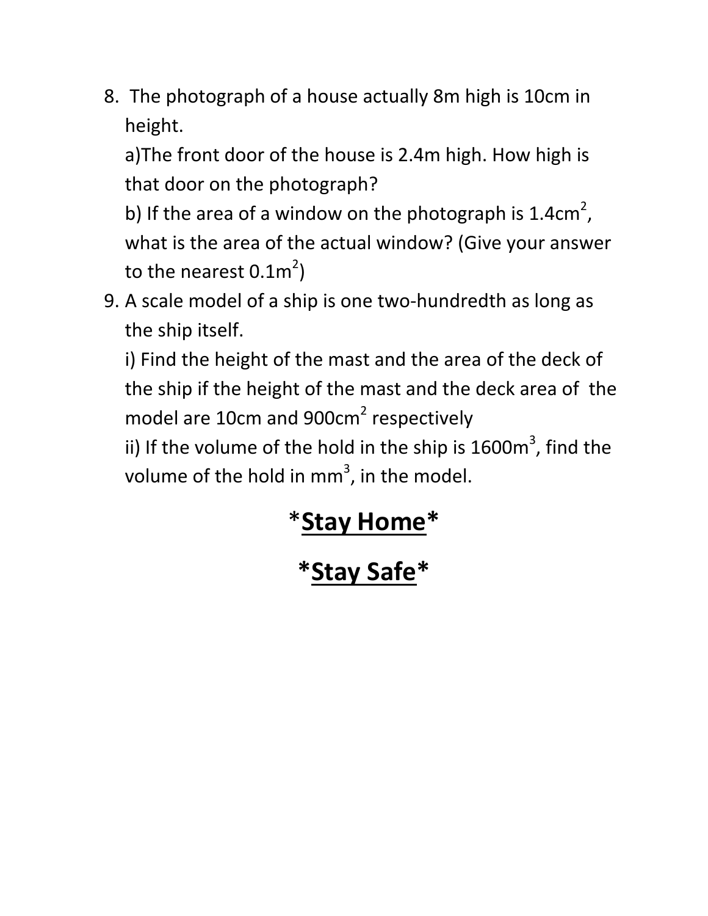8. The photograph of a house actually 8m high is 10cm in height.

   a)The front door of the house is 2.4m high. How high is that door on the photograph?

   b) If the area of a window on the photograph is $1.4cm^2$, what is the area of the actual window? (Give your answer to the nearest $0.1m^2$)

9. A scale model of a ship is one two-hundredth as long as the ship itself.

   i) Find the height of the mast and the area of the deck of the ship if the height of the mast and the deck area of the model are 10cm and $900cm^2$ respectively

   ii) If the volume of the hold in the ship is $1600m^3$, find the volume of the hold in $mm^3$, in the model.

## *<u>Stay Home</u>*

## *<u>Stay Safe</u>*